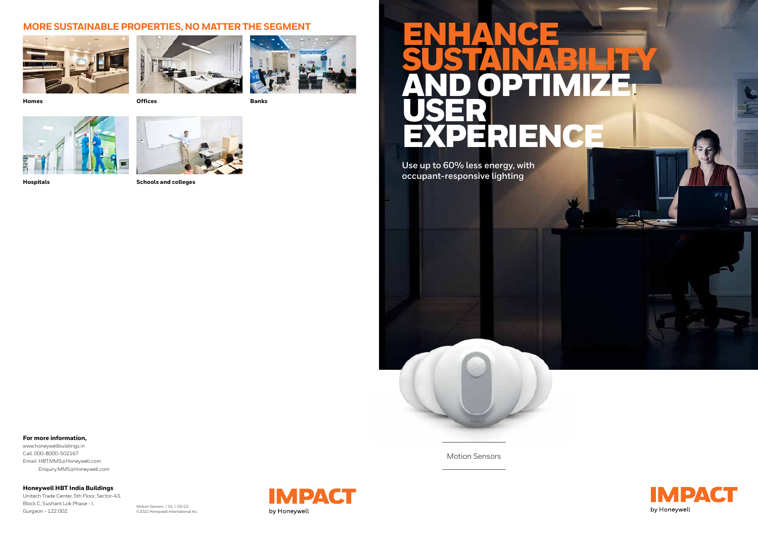## MORE SUSTAINABLE PROPERTIES, NO MATTER THE SEGMENT

**Homes**

**Offices**

**Banks**

**Hospitals**

**Schools and colleges**

**For more information,**

www.honeywellbuildings.in
Call: 000-8000-502167
Email: HBT.MMS@Honeywell.com
Enquiry.MMS@Honeywell.com

**Honeywell HBT India Buildings**

Unitech Trade Center, 5th Floor, Sector-43,
Block C, Sushant Lok Phase - I,
Gurgaon - 122 002.

Motion Sensors | 01 | 03/22
©2022 Honeywell International Inc.

IMPACT by Honeywell

# ENHANCE SUSTAINABILITY AND OPTIMIZE USER EXPERIENCE

Use up to 60% less energy, with occupant-responsive lighting

Motion Sensors

IMPACT by Honeywell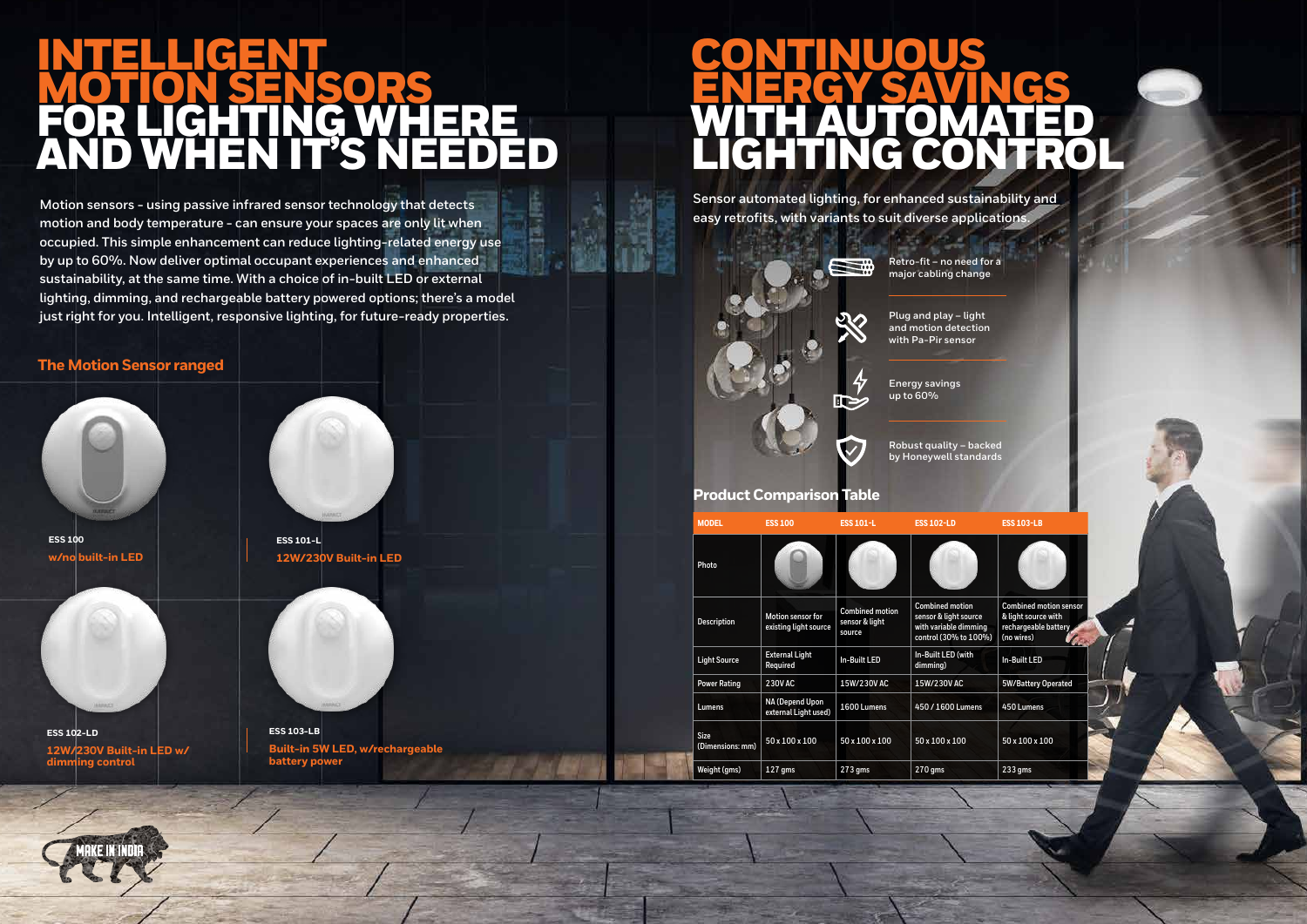# INTELLIGENT MOTION SENSORS FOR LIGHTING WHERE AND WHEN IT'S NEEDED

Motion sensors - using passive infrared sensor technology that detects motion and body temperature - can ensure your spaces are only lit when occupied. This simple enhancement can reduce lighting-related energy use by up to 60%. Now deliver optimal occupant experiences and enhanced sustainability, at the same time. With a choice of in-built LED or external lighting, dimming, and rechargeable battery powered options; there's a model just right for you. Intelligent, responsive lighting, for future-ready properties.

## The Motion Sensor ranged

**ESS 100**
w/no built-in LED

**ESS 101-L**
12W/230V Built-in LED

**ESS 102-LD**
12W/230V Built-in LED w/ dimming control

**ESS 103-LB**
Built-in 5W LED, w/rechargeable battery power

MAKE IN INDIA

# CONTINUOUS ENERGY SAVINGS WITH AUTOMATED LIGHTING CONTROL

Sensor automated lighting, for enhanced sustainability and easy retrofits, with variants to suit diverse applications.

- Retro-fit – no need for a major cabling change
- Plug and play – light and motion detection with Pa-Pir sensor
- Energy savings up to 60%
- Robust quality – backed by Honeywell standards

## Product Comparison Table

| MODEL | ESS 100 | ESS 101-L | ESS 102-LD | ESS 103-LB |
|---|---|---|---|---|
| Photo | | | | |
| Description | Motion sensor for existing light source | Combined motion sensor & light source | Combined motion sensor & light source with variable dimming control (30% to 100%) | Combined motion sensor & light source with rechargeable battery (no wires) |
| Light Source | External Light Required | In-Built LED | In-Built LED (with dimming) | In-Built LED |
| Power Rating | 230V AC | 15W/230V AC | 15W/230V AC | 5W/Battery Operated |
| Lumens | NA (Depend Upon external Light used) | 1600 Lumens | 450 / 1600 Lumens | 450 Lumens |
| Size (Dimensions: mm) | 50 x 100 x 100 | 50 x 100 x 100 | 50 x 100 x 100 | 50 x 100 x 100 |
| Weight (gms) | 127 gms | 273 gms | 270 gms | 233 gms |